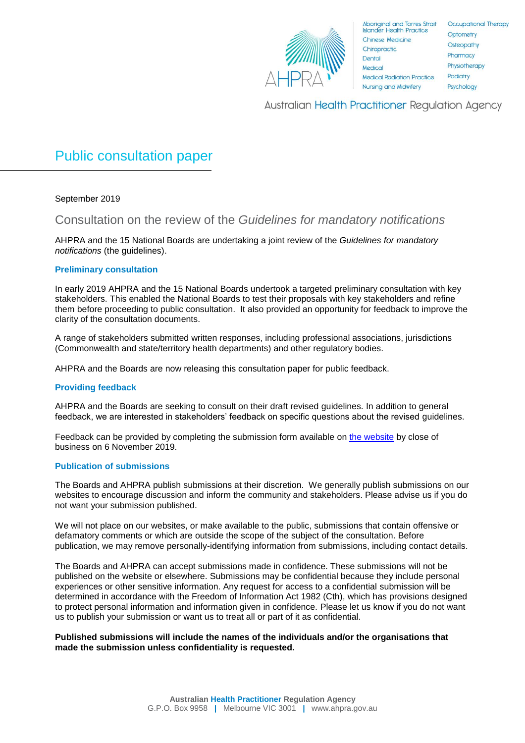# Public consultation paper

September 2019

## Consultation on the review of the *Guidelines for mandatory notifications*

AHPRA and the 15 National Boards are undertaking a joint review of the *Guidelines for mandatory notifications* (the guidelines).

### Preliminary consultation

In early 2019 AHPRA and the 15 National Boards undertook a targeted preliminary consultation with key stakeholders. This enabled the National Boards to test their proposals with key stakeholders and refine them before proceeding to public consultation. It also provided an opportunity for feedback to improve the clarity of the consultation documents.

A range of stakeholders submitted written responses, including professional associations, jurisdictions (Commonwealth and state/territory health departments) and other regulatory bodies.

AHPRA and the Boards are now releasing this consultation paper for public feedback.

### Providing feedback

AHPRA and the Boards are seeking to consult on their draft revised guidelines. In addition to general feedback, we are interested in stakeholders' feedback on specific questions about the revised guidelines.

Feedback can be provided by completing the submission form available on the website by close of business on 6 November 2019.

### Publication of submissions

The Boards and AHPRA publish submissions at their discretion. We generally publish submissions on our websites to encourage discussion and inform the community and stakeholders. Please advise us if you do not want your submission published.

We will not place on our websites, or make available to the public, submissions that contain offensive or defamatory comments or which are outside the scope of the subject of the consultation. Before publication, we may remove personally-identifying information from submissions, including contact details.

The Boards and AHPRA can accept submissions made in confidence. These submissions will not be published on the website or elsewhere. Submissions may be confidential because they include personal experiences or other sensitive information. Any request for access to a confidential submission will be determined in accordance with the Freedom of Information Act 1982 (Cth), which has provisions designed to protect personal information and information given in confidence. Please let us know if you do not want us to publish your submission or want us to treat all or part of it as confidential.

**Published submissions will include the names of the individuals and/or the organisations that made the submission unless confidentiality is requested.**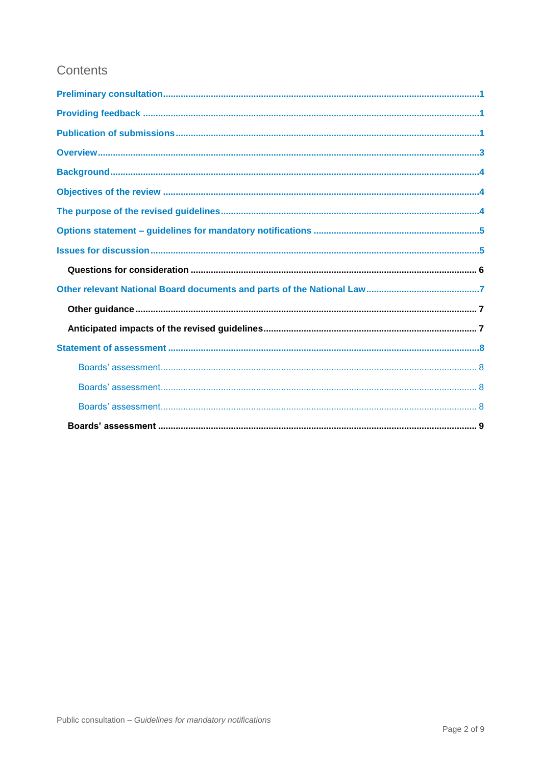## Contents

Preliminary consultation.....1

Providing feedback.....1

Publication of submissions.....1

Overview.....3

Background.....4

Objectives of the review.....4

The purpose of the revised guidelines.....4

Options statement – guidelines for mandatory notifications.....5

Issues for discussion.....5

- **Questions for consideration**.....6

Other relevant National Board documents and parts of the National Law.....7

- **Other guidance**.....7
- **Anticipated impacts of the revised guidelines**.....7

Statement of assessment.....8

- Boards' assessment.....8
- Boards' assessment.....8
- Boards' assessment.....8
- **Boards' assessment**.....9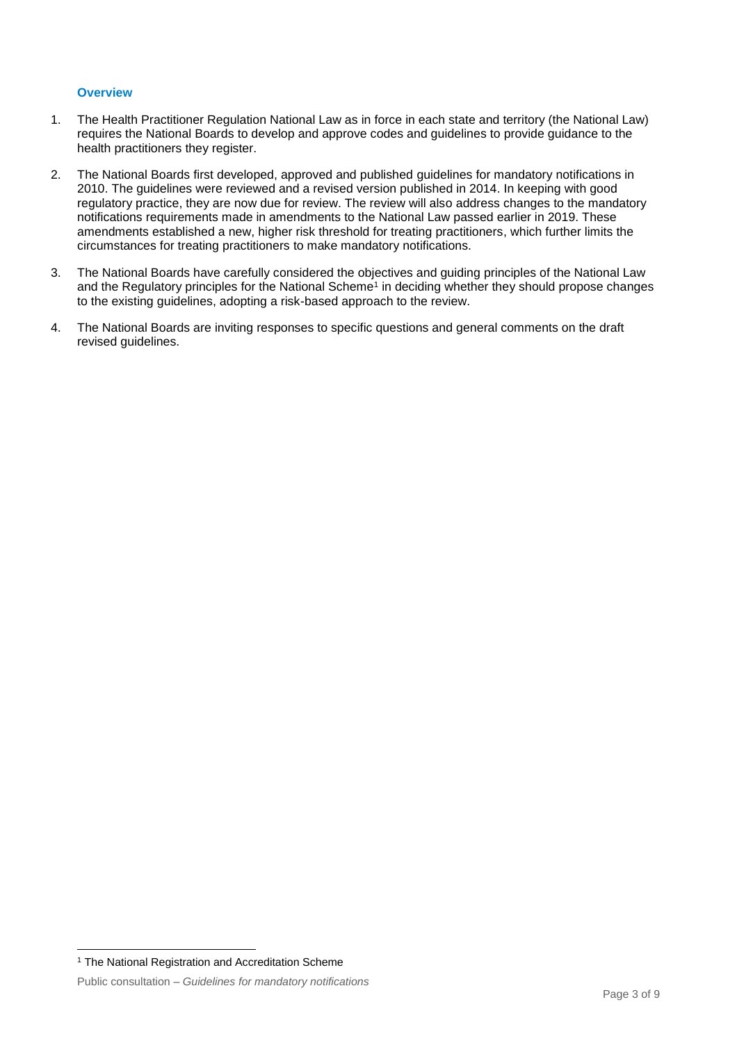## Overview

1. The Health Practitioner Regulation National Law as in force in each state and territory (the National Law) requires the National Boards to develop and approve codes and guidelines to provide guidance to the health practitioners they register.

2. The National Boards first developed, approved and published guidelines for mandatory notifications in 2010. The guidelines were reviewed and a revised version published in 2014. In keeping with good regulatory practice, they are now due for review. The review will also address changes to the mandatory notifications requirements made in amendments to the National Law passed earlier in 2019. These amendments established a new, higher risk threshold for treating practitioners, which further limits the circumstances for treating practitioners to make mandatory notifications.

3. The National Boards have carefully considered the objectives and guiding principles of the National Law and the Regulatory principles for the National Scheme[1] in deciding whether they should propose changes to the existing guidelines, adopting a risk-based approach to the review.

4. The National Boards are inviting responses to specific questions and general comments on the draft revised guidelines.

[1] The National Registration and Accreditation Scheme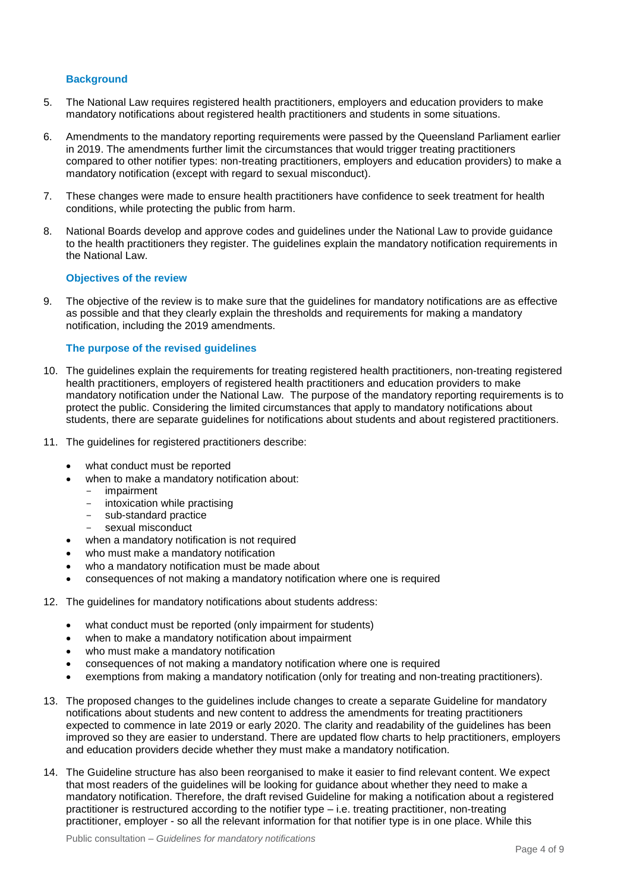### Background

5. The National Law requires registered health practitioners, employers and education providers to make mandatory notifications about registered health practitioners and students in some situations.

6. Amendments to the mandatory reporting requirements were passed by the Queensland Parliament earlier in 2019. The amendments further limit the circumstances that would trigger treating practitioners compared to other notifier types: non-treating practitioners, employers and education providers) to make a mandatory notification (except with regard to sexual misconduct).

7. These changes were made to ensure health practitioners have confidence to seek treatment for health conditions, while protecting the public from harm.

8. National Boards develop and approve codes and guidelines under the National Law to provide guidance to the health practitioners they register. The guidelines explain the mandatory notification requirements in the National Law.

### Objectives of the review

9. The objective of the review is to make sure that the guidelines for mandatory notifications are as effective as possible and that they clearly explain the thresholds and requirements for making a mandatory notification, including the 2019 amendments.

### The purpose of the revised guidelines

10. The guidelines explain the requirements for treating registered health practitioners, non-treating registered health practitioners, employers of registered health practitioners and education providers to make mandatory notification under the National Law. The purpose of the mandatory reporting requirements is to protect the public. Considering the limited circumstances that apply to mandatory notifications about students, there are separate guidelines for notifications about students and about registered practitioners.

11. The guidelines for registered practitioners describe:

    - what conduct must be reported
    - when to make a mandatory notification about:
        - impairment
        - intoxication while practising
        - sub-standard practice
        - sexual misconduct
    - when a mandatory notification is not required
    - who must make a mandatory notification
    - who a mandatory notification must be made about
    - consequences of not making a mandatory notification where one is required

12. The guidelines for mandatory notifications about students address:

    - what conduct must be reported (only impairment for students)
    - when to make a mandatory notification about impairment
    - who must make a mandatory notification
    - consequences of not making a mandatory notification where one is required
    - exemptions from making a mandatory notification (only for treating and non-treating practitioners).

13. The proposed changes to the guidelines include changes to create a separate Guideline for mandatory notifications about students and new content to address the amendments for treating practitioners expected to commence in late 2019 or early 2020. The clarity and readability of the guidelines has been improved so they are easier to understand. There are updated flow charts to help practitioners, employers and education providers decide whether they must make a mandatory notification.

14. The Guideline structure has also been reorganised to make it easier to find relevant content. We expect that most readers of the guidelines will be looking for guidance about whether they need to make a mandatory notification. Therefore, the draft revised Guideline for making a notification about a registered practitioner is restructured according to the notifier type – i.e. treating practitioner, non-treating practitioner, employer - so all the relevant information for that notifier type is in one place. While this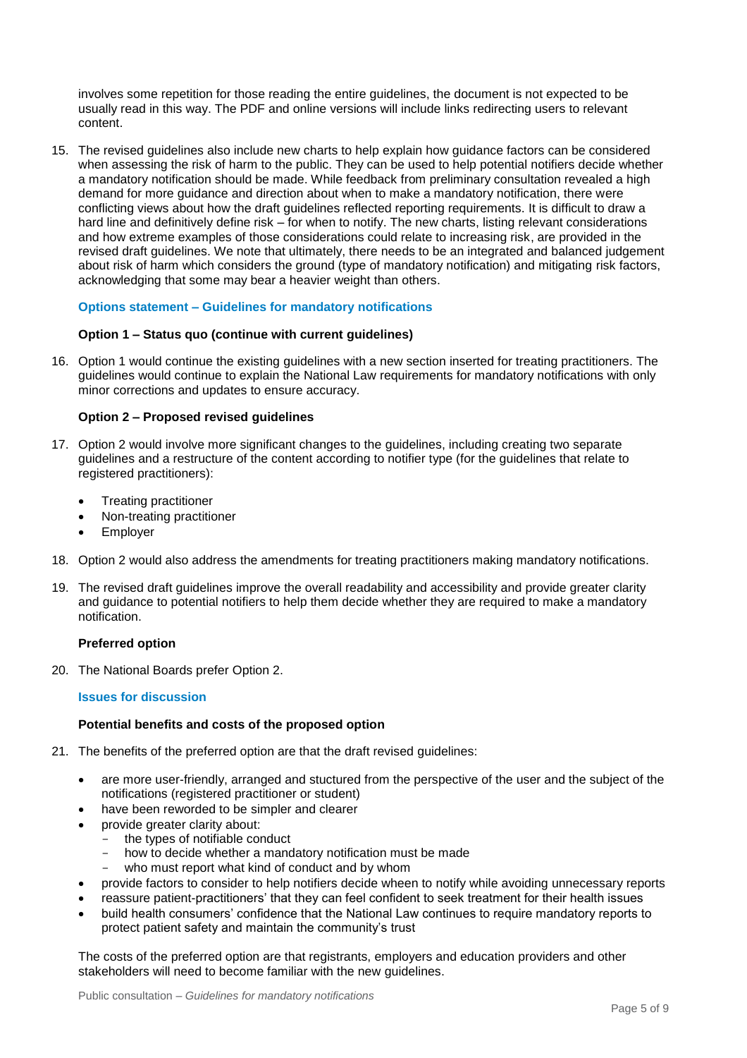involves some repetition for those reading the entire guidelines, the document is not expected to be usually read in this way. The PDF and online versions will include links redirecting users to relevant content.

15. The revised guidelines also include new charts to help explain how guidance factors can be considered when assessing the risk of harm to the public. They can be used to help potential notifiers decide whether a mandatory notification should be made. While feedback from preliminary consultation revealed a high demand for more guidance and direction about when to make a mandatory notification, there were conflicting views about how the draft guidelines reflected reporting requirements. It is difficult to draw a hard line and definitively define risk – for when to notify. The new charts, listing relevant considerations and how extreme examples of those considerations could relate to increasing risk, are provided in the revised draft guidelines. We note that ultimately, there needs to be an integrated and balanced judgement about risk of harm which considers the ground (type of mandatory notification) and mitigating risk factors, acknowledging that some may bear a heavier weight than others.

## Options statement – Guidelines for mandatory notifications

### Option 1 – Status quo (continue with current guidelines)

16. Option 1 would continue the existing guidelines with a new section inserted for treating practitioners. The guidelines would continue to explain the National Law requirements for mandatory notifications with only minor corrections and updates to ensure accuracy.

### Option 2 – Proposed revised guidelines

17. Option 2 would involve more significant changes to the guidelines, including creating two separate guidelines and a restructure of the content according to notifier type (for the guidelines that relate to registered practitioners):
    - Treating practitioner
    - Non-treating practitioner
    - Employer

18. Option 2 would also address the amendments for treating practitioners making mandatory notifications.

19. The revised draft guidelines improve the overall readability and accessibility and provide greater clarity and guidance to potential notifiers to help them decide whether they are required to make a mandatory notification.

### Preferred option

20. The National Boards prefer Option 2.

## Issues for discussion

### Potential benefits and costs of the proposed option

21. The benefits of the preferred option are that the draft revised guidelines:
    - are more user-friendly, arranged and stuctured from the perspective of the user and the subject of the notifications (registered practitioner or student)
    - have been reworded to be simpler and clearer
    - provide greater clarity about:
      - the types of notifiable conduct
      - how to decide whether a mandatory notification must be made
      - who must report what kind of conduct and by whom
    - provide factors to consider to help notifiers decide wheen to notify while avoiding unnecessary reports
    - reassure patient-practitioners' that they can feel confident to seek treatment for their health issues
    - build health consumers' confidence that the National Law continues to require mandatory reports to protect patient safety and maintain the community's trust

    The costs of the preferred option are that registrants, employers and education providers and other stakeholders will need to become familiar with the new guidelines.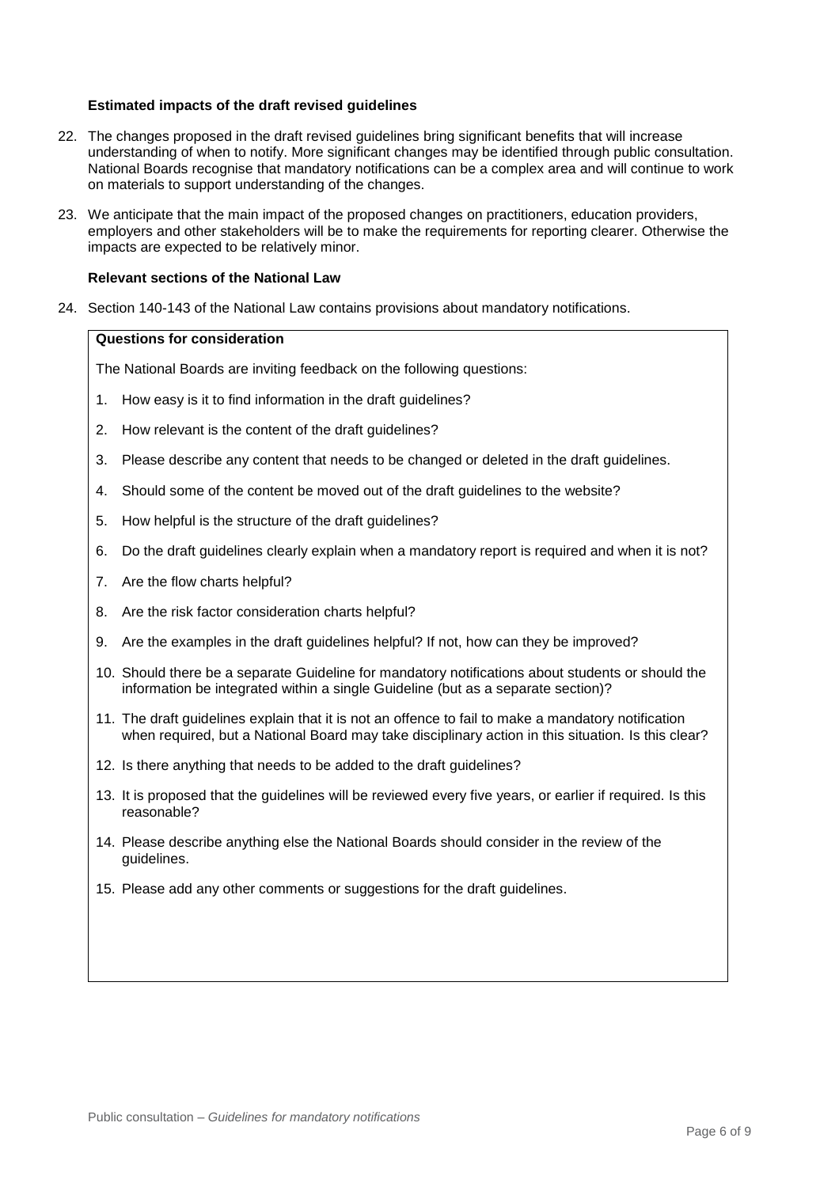### Estimated impacts of the draft revised guidelines

22. The changes proposed in the draft revised guidelines bring significant benefits that will increase understanding of when to notify. More significant changes may be identified through public consultation. National Boards recognise that mandatory notifications can be a complex area and will continue to work on materials to support understanding of the changes.

23. We anticipate that the main impact of the proposed changes on practitioners, education providers, employers and other stakeholders will be to make the requirements for reporting clearer. Otherwise the impacts are expected to be relatively minor.

### Relevant sections of the National Law

24. Section 140-143 of the National Law contains provisions about mandatory notifications.

**Questions for consideration**

The National Boards are inviting feedback on the following questions:

1. How easy is it to find information in the draft guidelines?
2. How relevant is the content of the draft guidelines?
3. Please describe any content that needs to be changed or deleted in the draft guidelines.
4. Should some of the content be moved out of the draft guidelines to the website?
5. How helpful is the structure of the draft guidelines?
6. Do the draft guidelines clearly explain when a mandatory report is required and when it is not?
7. Are the flow charts helpful?
8. Are the risk factor consideration charts helpful?
9. Are the examples in the draft guidelines helpful? If not, how can they be improved?
10. Should there be a separate Guideline for mandatory notifications about students or should the information be integrated within a single Guideline (but as a separate section)?
11. The draft guidelines explain that it is not an offence to fail to make a mandatory notification when required, but a National Board may take disciplinary action in this situation. Is this clear?
12. Is there anything that needs to be added to the draft guidelines?
13. It is proposed that the guidelines will be reviewed every five years, or earlier if required. Is this reasonable?
14. Please describe anything else the National Boards should consider in the review of the guidelines.
15. Please add any other comments or suggestions for the draft guidelines.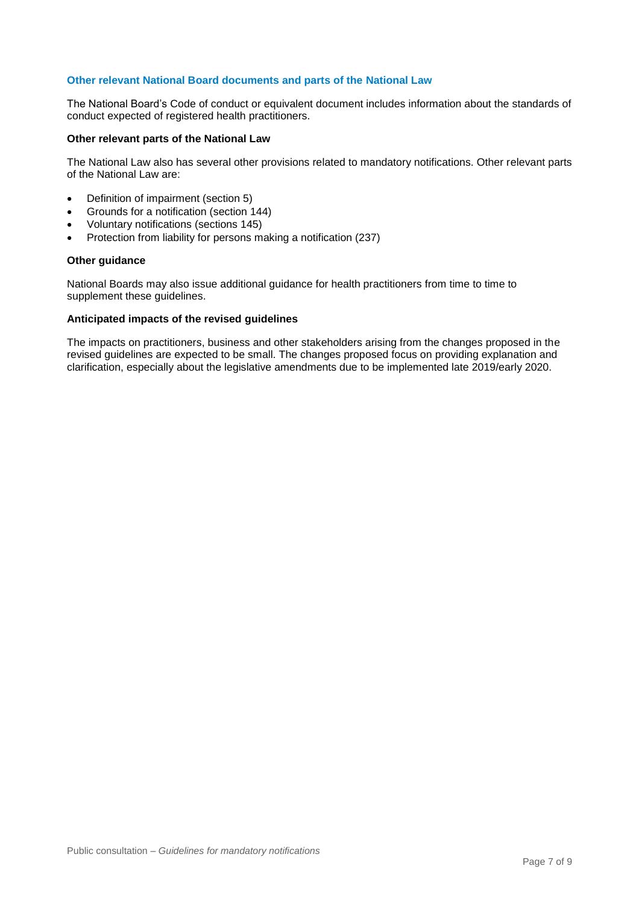## Other relevant National Board documents and parts of the National Law

The National Board's Code of conduct or equivalent document includes information about the standards of conduct expected of registered health practitioners.

### Other relevant parts of the National Law

The National Law also has several other provisions related to mandatory notifications. Other relevant parts of the National Law are:

- Definition of impairment (section 5)
- Grounds for a notification (section 144)
- Voluntary notifications (sections 145)
- Protection from liability for persons making a notification (237)

### Other guidance

National Boards may also issue additional guidance for health practitioners from time to time to supplement these guidelines.

### Anticipated impacts of the revised guidelines

The impacts on practitioners, business and other stakeholders arising from the changes proposed in the revised guidelines are expected to be small. The changes proposed focus on providing explanation and clarification, especially about the legislative amendments due to be implemented late 2019/early 2020.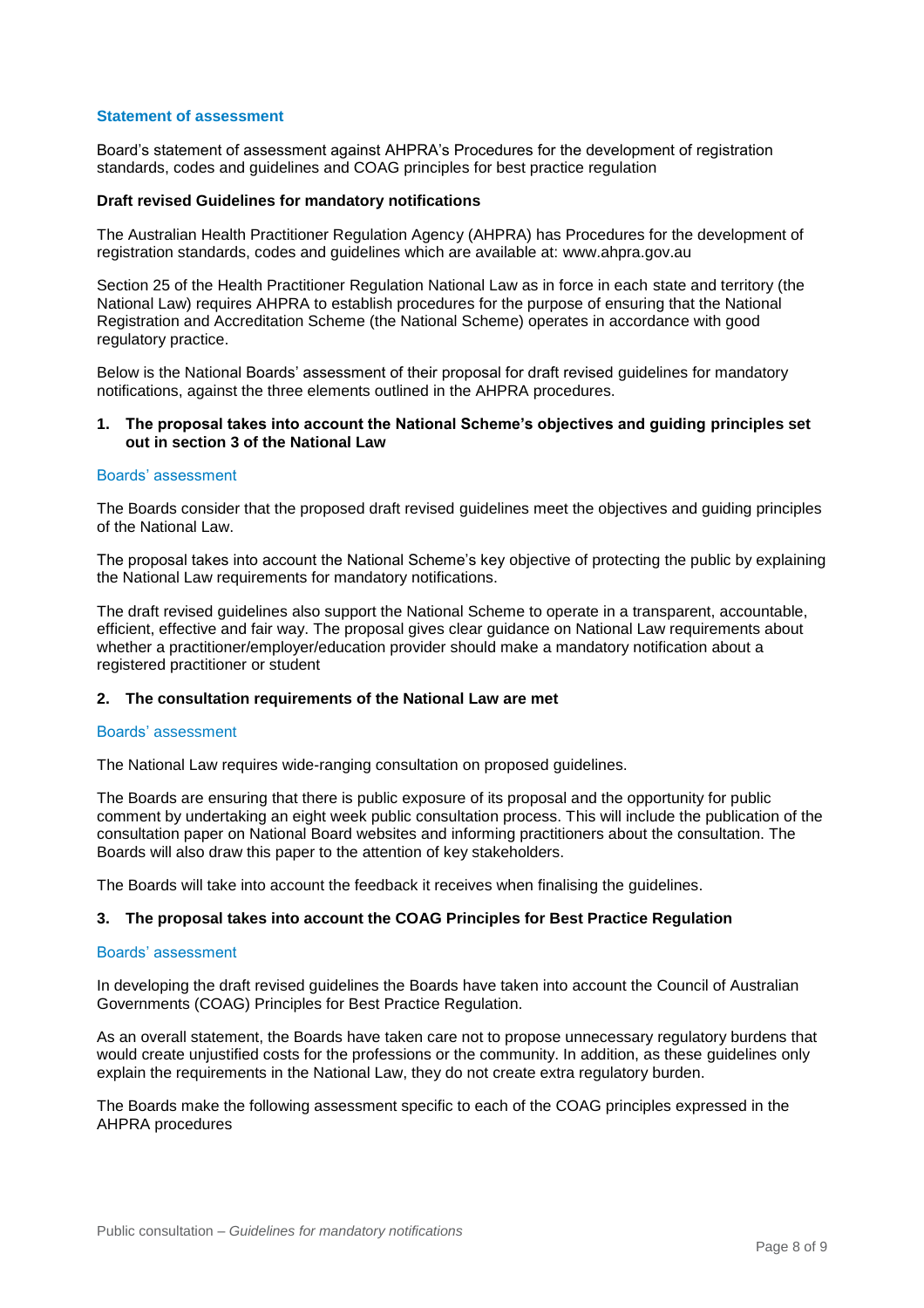## Statement of assessment

Board's statement of assessment against AHPRA's Procedures for the development of registration standards, codes and guidelines and COAG principles for best practice regulation

**Draft revised Guidelines for mandatory notifications**

The Australian Health Practitioner Regulation Agency (AHPRA) has Procedures for the development of registration standards, codes and guidelines which are available at: www.ahpra.gov.au

Section 25 of the Health Practitioner Regulation National Law as in force in each state and territory (the National Law) requires AHPRA to establish procedures for the purpose of ensuring that the National Registration and Accreditation Scheme (the National Scheme) operates in accordance with good regulatory practice.

Below is the National Boards' assessment of their proposal for draft revised guidelines for mandatory notifications, against the three elements outlined in the AHPRA procedures.

**1. The proposal takes into account the National Scheme's objectives and guiding principles set out in section 3 of the National Law**

### Boards' assessment

The Boards consider that the proposed draft revised guidelines meet the objectives and guiding principles of the National Law.

The proposal takes into account the National Scheme's key objective of protecting the public by explaining the National Law requirements for mandatory notifications.

The draft revised guidelines also support the National Scheme to operate in a transparent, accountable, efficient, effective and fair way. The proposal gives clear guidance on National Law requirements about whether a practitioner/employer/education provider should make a mandatory notification about a registered practitioner or student

**2. The consultation requirements of the National Law are met**

### Boards' assessment

The National Law requires wide-ranging consultation on proposed guidelines.

The Boards are ensuring that there is public exposure of its proposal and the opportunity for public comment by undertaking an eight week public consultation process. This will include the publication of the consultation paper on National Board websites and informing practitioners about the consultation. The Boards will also draw this paper to the attention of key stakeholders.

The Boards will take into account the feedback it receives when finalising the guidelines.

**3. The proposal takes into account the COAG Principles for Best Practice Regulation**

### Boards' assessment

In developing the draft revised guidelines the Boards have taken into account the Council of Australian Governments (COAG) Principles for Best Practice Regulation.

As an overall statement, the Boards have taken care not to propose unnecessary regulatory burdens that would create unjustified costs for the professions or the community. In addition, as these guidelines only explain the requirements in the National Law, they do not create extra regulatory burden.

The Boards make the following assessment specific to each of the COAG principles expressed in the AHPRA procedures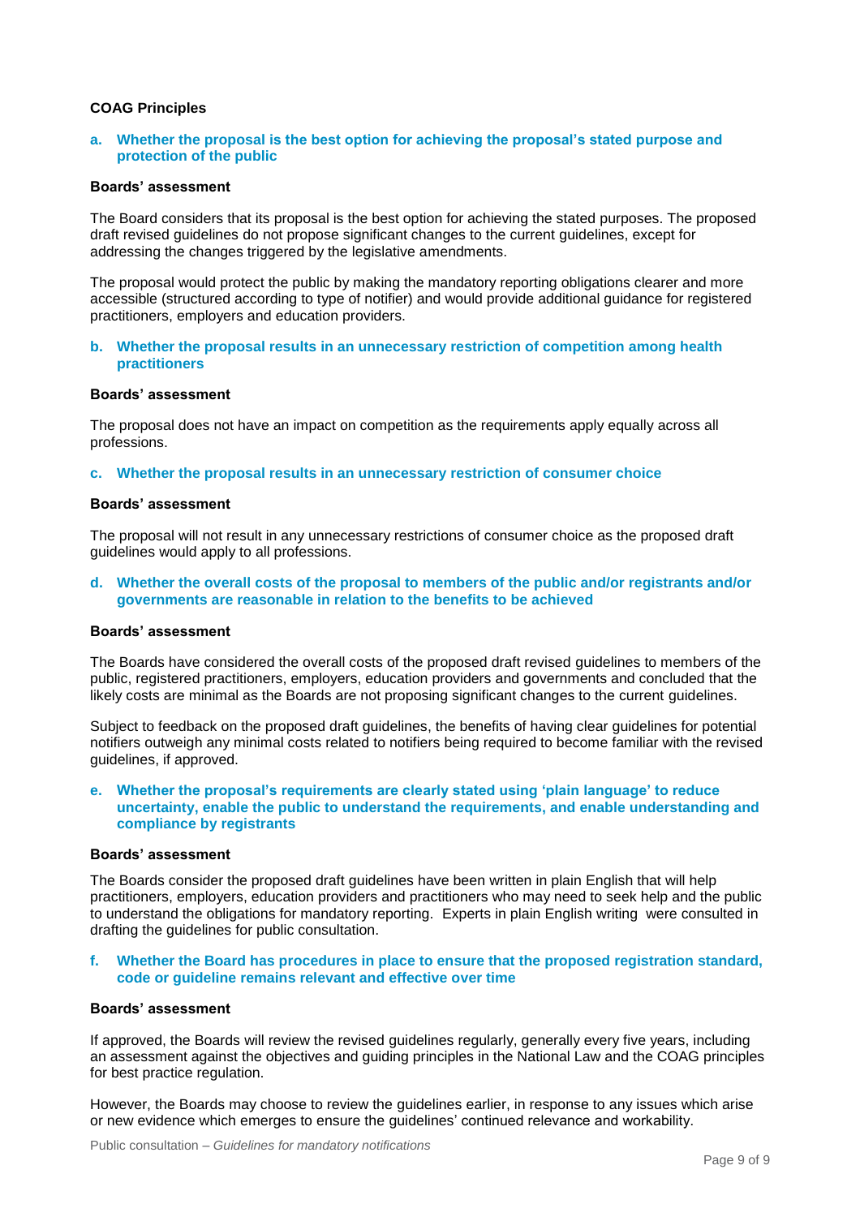## COAG Principles

### a. Whether the proposal is the best option for achieving the proposal's stated purpose and protection of the public

**Boards' assessment**

The Board considers that its proposal is the best option for achieving the stated purposes. The proposed draft revised guidelines do not propose significant changes to the current guidelines, except for addressing the changes triggered by the legislative amendments.

The proposal would protect the public by making the mandatory reporting obligations clearer and more accessible (structured according to type of notifier) and would provide additional guidance for registered practitioners, employers and education providers.

### b. Whether the proposal results in an unnecessary restriction of competition among health practitioners

**Boards' assessment**

The proposal does not have an impact on competition as the requirements apply equally across all professions.

### c. Whether the proposal results in an unnecessary restriction of consumer choice

**Boards' assessment**

The proposal will not result in any unnecessary restrictions of consumer choice as the proposed draft guidelines would apply to all professions.

### d. Whether the overall costs of the proposal to members of the public and/or registrants and/or governments are reasonable in relation to the benefits to be achieved

**Boards' assessment**

The Boards have considered the overall costs of the proposed draft revised guidelines to members of the public, registered practitioners, employers, education providers and governments and concluded that the likely costs are minimal as the Boards are not proposing significant changes to the current guidelines.

Subject to feedback on the proposed draft guidelines, the benefits of having clear guidelines for potential notifiers outweigh any minimal costs related to notifiers being required to become familiar with the revised guidelines, if approved.

### e. Whether the proposal's requirements are clearly stated using 'plain language' to reduce uncertainty, enable the public to understand the requirements, and enable understanding and compliance by registrants

**Boards' assessment**

The Boards consider the proposed draft guidelines have been written in plain English that will help practitioners, employers, education providers and practitioners who may need to seek help and the public to understand the obligations for mandatory reporting. Experts in plain English writing were consulted in drafting the guidelines for public consultation.

### f. Whether the Board has procedures in place to ensure that the proposed registration standard, code or guideline remains relevant and effective over time

**Boards' assessment**

If approved, the Boards will review the revised guidelines regularly, generally every five years, including an assessment against the objectives and guiding principles in the National Law and the COAG principles for best practice regulation.

However, the Boards may choose to review the guidelines earlier, in response to any issues which arise or new evidence which emerges to ensure the guidelines' continued relevance and workability.